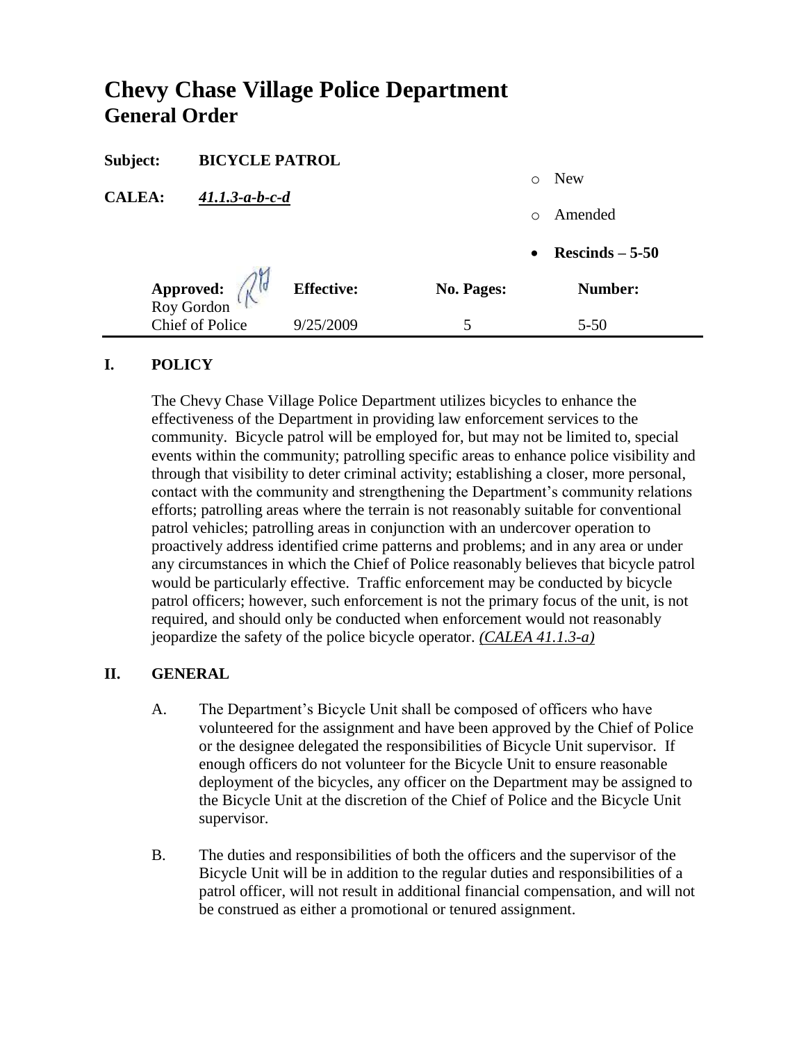# Chevy Chase Village Police Department
## General Order

**Subject:** **BICYCLE PATROL**

**CALEA:** ***41.1.3-a-b-c-d***

- ○ New
- ○ Amended
- • **Rescinds – 5-50**

| **Approved:** | **Effective:** | **No. Pages:** | **Number:** |
|---|---|---|---|
| Roy Gordon<br>Chief of Police | 9/25/2009 | 5 | 5-50 |

### I. POLICY

The Chevy Chase Village Police Department utilizes bicycles to enhance the effectiveness of the Department in providing law enforcement services to the community. Bicycle patrol will be employed for, but may not be limited to, special events within the community; patrolling specific areas to enhance police visibility and through that visibility to deter criminal activity; establishing a closer, more personal, contact with the community and strengthening the Department's community relations efforts; patrolling areas where the terrain is not reasonably suitable for conventional patrol vehicles; patrolling areas in conjunction with an undercover operation to proactively address identified crime patterns and problems; and in any area or under any circumstances in which the Chief of Police reasonably believes that bicycle patrol would be particularly effective. Traffic enforcement may be conducted by bicycle patrol officers; however, such enforcement is not the primary focus of the unit, is not required, and should only be conducted when enforcement would not reasonably jeopardize the safety of the police bicycle operator. *(CALEA 41.1.3-a)*

### II. GENERAL

A. The Department's Bicycle Unit shall be composed of officers who have volunteered for the assignment and have been approved by the Chief of Police or the designee delegated the responsibilities of Bicycle Unit supervisor. If enough officers do not volunteer for the Bicycle Unit to ensure reasonable deployment of the bicycles, any officer on the Department may be assigned to the Bicycle Unit at the discretion of the Chief of Police and the Bicycle Unit supervisor.

B. The duties and responsibilities of both the officers and the supervisor of the Bicycle Unit will be in addition to the regular duties and responsibilities of a patrol officer, will not result in additional financial compensation, and will not be construed as either a promotional or tenured assignment.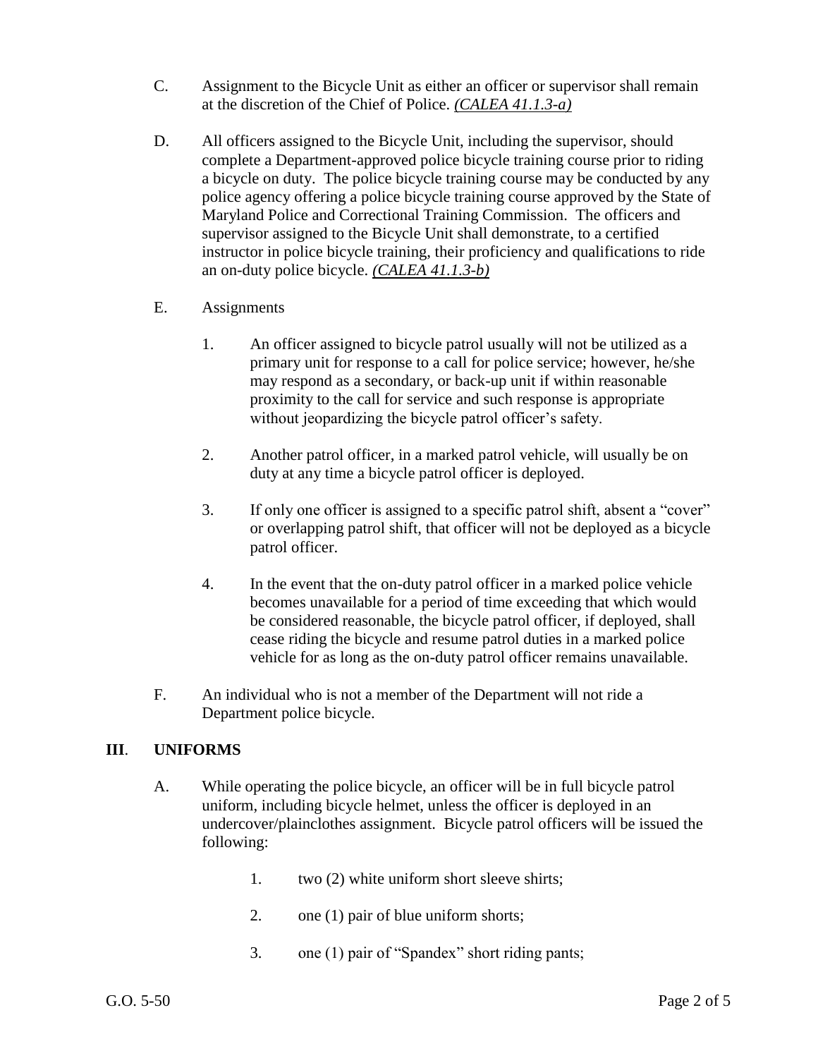C. Assignment to the Bicycle Unit as either an officer or supervisor shall remain at the discretion of the Chief of Police. *(CALEA 41.1.3-a)*

D. All officers assigned to the Bicycle Unit, including the supervisor, should complete a Department-approved police bicycle training course prior to riding a bicycle on duty. The police bicycle training course may be conducted by any police agency offering a police bicycle training course approved by the State of Maryland Police and Correctional Training Commission. The officers and supervisor assigned to the Bicycle Unit shall demonstrate, to a certified instructor in police bicycle training, their proficiency and qualifications to ride an on-duty police bicycle. *(CALEA 41.1.3-b)*

E. Assignments

1. An officer assigned to bicycle patrol usually will not be utilized as a primary unit for response to a call for police service; however, he/she may respond as a secondary, or back-up unit if within reasonable proximity to the call for service and such response is appropriate without jeopardizing the bicycle patrol officer's safety.

2. Another patrol officer, in a marked patrol vehicle, will usually be on duty at any time a bicycle patrol officer is deployed.

3. If only one officer is assigned to a specific patrol shift, absent a "cover" or overlapping patrol shift, that officer will not be deployed as a bicycle patrol officer.

4. In the event that the on-duty patrol officer in a marked police vehicle becomes unavailable for a period of time exceeding that which would be considered reasonable, the bicycle patrol officer, if deployed, shall cease riding the bicycle and resume patrol duties in a marked police vehicle for as long as the on-duty patrol officer remains unavailable.

F. An individual who is not a member of the Department will not ride a Department police bicycle.

## III. UNIFORMS

A. While operating the police bicycle, an officer will be in full bicycle patrol uniform, including bicycle helmet, unless the officer is deployed in an undercover/plainclothes assignment. Bicycle patrol officers will be issued the following:

1. two (2) white uniform short sleeve shirts;

2. one (1) pair of blue uniform shorts;

3. one (1) pair of "Spandex" short riding pants;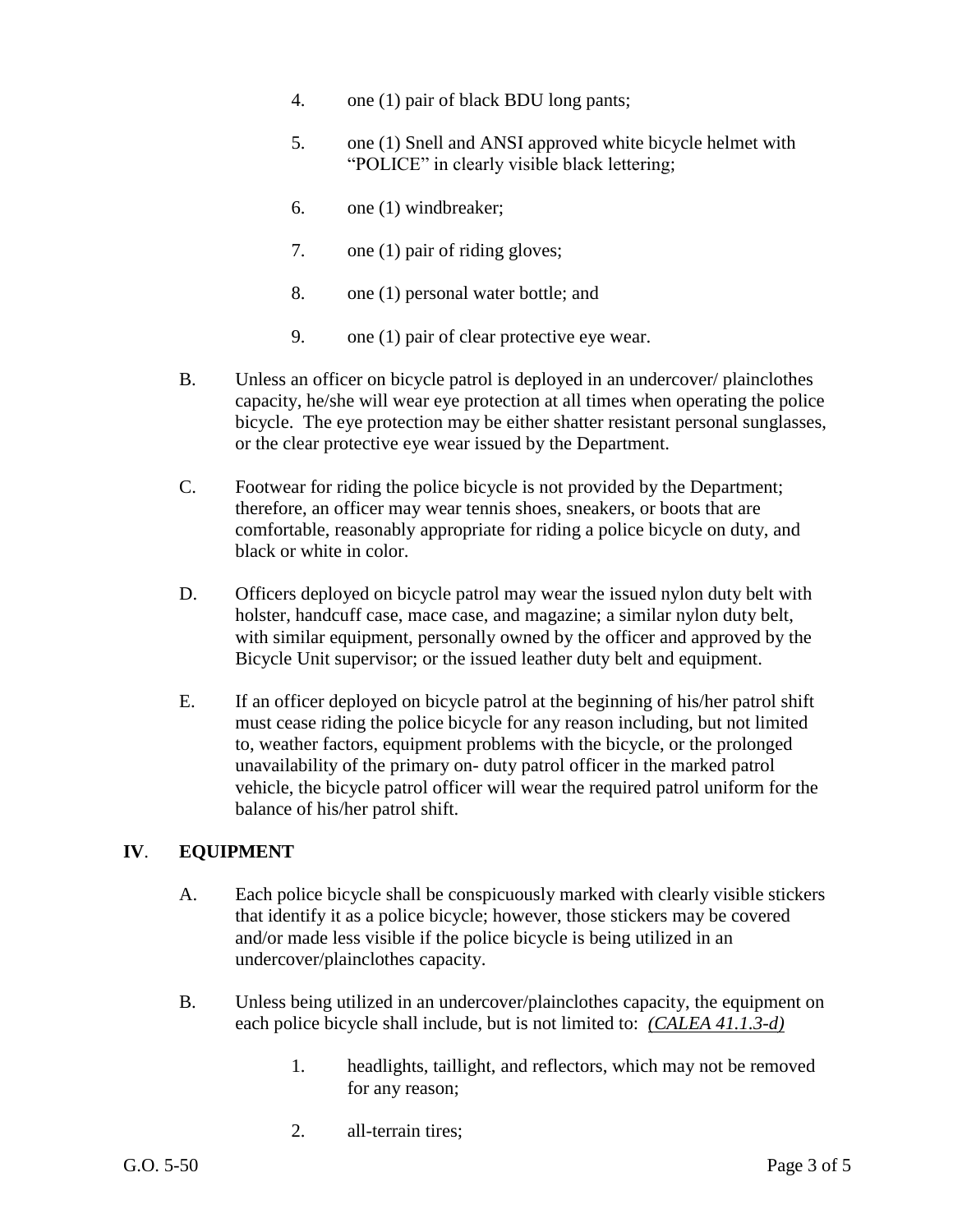4. one (1) pair of black BDU long pants;

5. one (1) Snell and ANSI approved white bicycle helmet with "POLICE" in clearly visible black lettering;

6. one (1) windbreaker;

7. one (1) pair of riding gloves;

8. one (1) personal water bottle; and

9. one (1) pair of clear protective eye wear.

B. Unless an officer on bicycle patrol is deployed in an undercover/ plainclothes capacity, he/she will wear eye protection at all times when operating the police bicycle. The eye protection may be either shatter resistant personal sunglasses, or the clear protective eye wear issued by the Department.

C. Footwear for riding the police bicycle is not provided by the Department; therefore, an officer may wear tennis shoes, sneakers, or boots that are comfortable, reasonably appropriate for riding a police bicycle on duty, and black or white in color.

D. Officers deployed on bicycle patrol may wear the issued nylon duty belt with holster, handcuff case, mace case, and magazine; a similar nylon duty belt, with similar equipment, personally owned by the officer and approved by the Bicycle Unit supervisor; or the issued leather duty belt and equipment.

E. If an officer deployed on bicycle patrol at the beginning of his/her patrol shift must cease riding the police bicycle for any reason including, but not limited to, weather factors, equipment problems with the bicycle, or the prolonged unavailability of the primary on- duty patrol officer in the marked patrol vehicle, the bicycle patrol officer will wear the required patrol uniform for the balance of his/her patrol shift.

## IV. EQUIPMENT

A. Each police bicycle shall be conspicuously marked with clearly visible stickers that identify it as a police bicycle; however, those stickers may be covered and/or made less visible if the police bicycle is being utilized in an undercover/plainclothes capacity.

B. Unless being utilized in an undercover/plainclothes capacity, the equipment on each police bicycle shall include, but is not limited to: *(CALEA 41.1.3-d)*

1. headlights, taillight, and reflectors, which may not be removed for any reason;

2. all-terrain tires;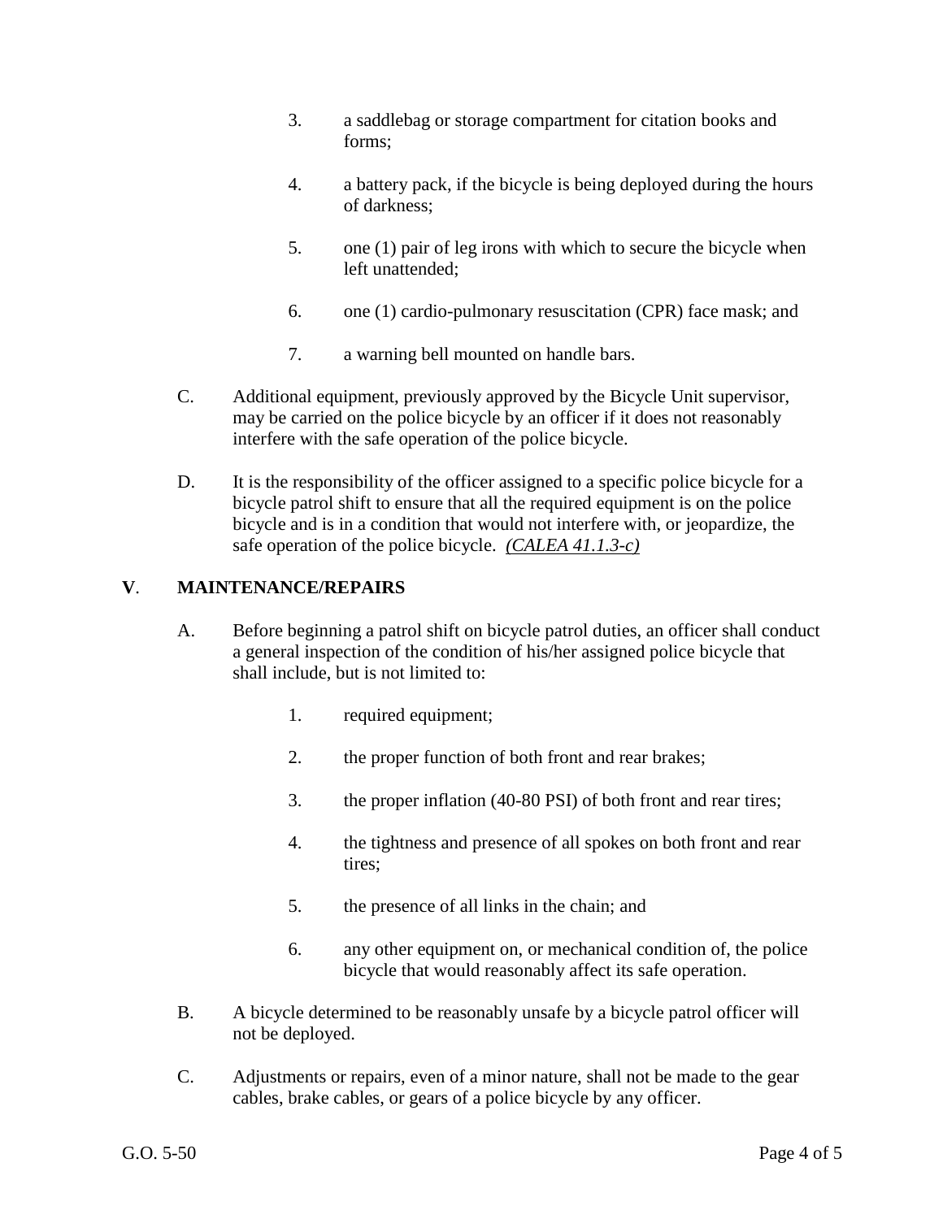3. a saddlebag or storage compartment for citation books and forms;

4. a battery pack, if the bicycle is being deployed during the hours of darkness;

5. one (1) pair of leg irons with which to secure the bicycle when left unattended;

6. one (1) cardio-pulmonary resuscitation (CPR) face mask; and

7. a warning bell mounted on handle bars.

C. Additional equipment, previously approved by the Bicycle Unit supervisor, may be carried on the police bicycle by an officer if it does not reasonably interfere with the safe operation of the police bicycle.

D. It is the responsibility of the officer assigned to a specific police bicycle for a bicycle patrol shift to ensure that all the required equipment is on the police bicycle and is in a condition that would not interfere with, or jeopardize, the safe operation of the police bicycle. *(CALEA 41.1.3-c)*

## V. MAINTENANCE/REPAIRS

A. Before beginning a patrol shift on bicycle patrol duties, an officer shall conduct a general inspection of the condition of his/her assigned police bicycle that shall include, but is not limited to:

1. required equipment;

2. the proper function of both front and rear brakes;

3. the proper inflation (40-80 PSI) of both front and rear tires;

4. the tightness and presence of all spokes on both front and rear tires;

5. the presence of all links in the chain; and

6. any other equipment on, or mechanical condition of, the police bicycle that would reasonably affect its safe operation.

B. A bicycle determined to be reasonably unsafe by a bicycle patrol officer will not be deployed.

C. Adjustments or repairs, even of a minor nature, shall not be made to the gear cables, brake cables, or gears of a police bicycle by any officer.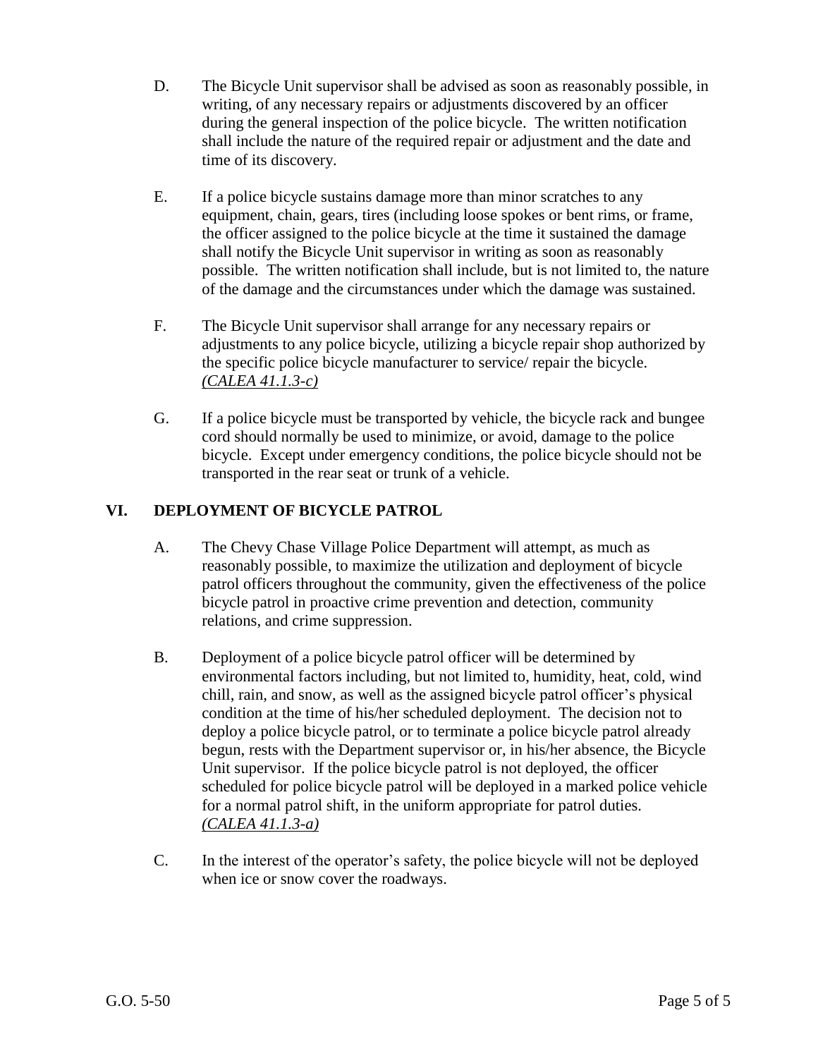D. The Bicycle Unit supervisor shall be advised as soon as reasonably possible, in writing, of any necessary repairs or adjustments discovered by an officer during the general inspection of the police bicycle. The written notification shall include the nature of the required repair or adjustment and the date and time of its discovery.

E. If a police bicycle sustains damage more than minor scratches to any equipment, chain, gears, tires (including loose spokes or bent rims, or frame, the officer assigned to the police bicycle at the time it sustained the damage shall notify the Bicycle Unit supervisor in writing as soon as reasonably possible. The written notification shall include, but is not limited to, the nature of the damage and the circumstances under which the damage was sustained.

F. The Bicycle Unit supervisor shall arrange for any necessary repairs or adjustments to any police bicycle, utilizing a bicycle repair shop authorized by the specific police bicycle manufacturer to service/ repair the bicycle. *(CALEA 41.1.3-c)*

G. If a police bicycle must be transported by vehicle, the bicycle rack and bungee cord should normally be used to minimize, or avoid, damage to the police bicycle. Except under emergency conditions, the police bicycle should not be transported in the rear seat or trunk of a vehicle.

## VI. DEPLOYMENT OF BICYCLE PATROL

A. The Chevy Chase Village Police Department will attempt, as much as reasonably possible, to maximize the utilization and deployment of bicycle patrol officers throughout the community, given the effectiveness of the police bicycle patrol in proactive crime prevention and detection, community relations, and crime suppression.

B. Deployment of a police bicycle patrol officer will be determined by environmental factors including, but not limited to, humidity, heat, cold, wind chill, rain, and snow, as well as the assigned bicycle patrol officer's physical condition at the time of his/her scheduled deployment. The decision not to deploy a police bicycle patrol, or to terminate a police bicycle patrol already begun, rests with the Department supervisor or, in his/her absence, the Bicycle Unit supervisor. If the police bicycle patrol is not deployed, the officer scheduled for police bicycle patrol will be deployed in a marked police vehicle for a normal patrol shift, in the uniform appropriate for patrol duties. *(CALEA 41.1.3-a)*

C. In the interest of the operator's safety, the police bicycle will not be deployed when ice or snow cover the roadways.